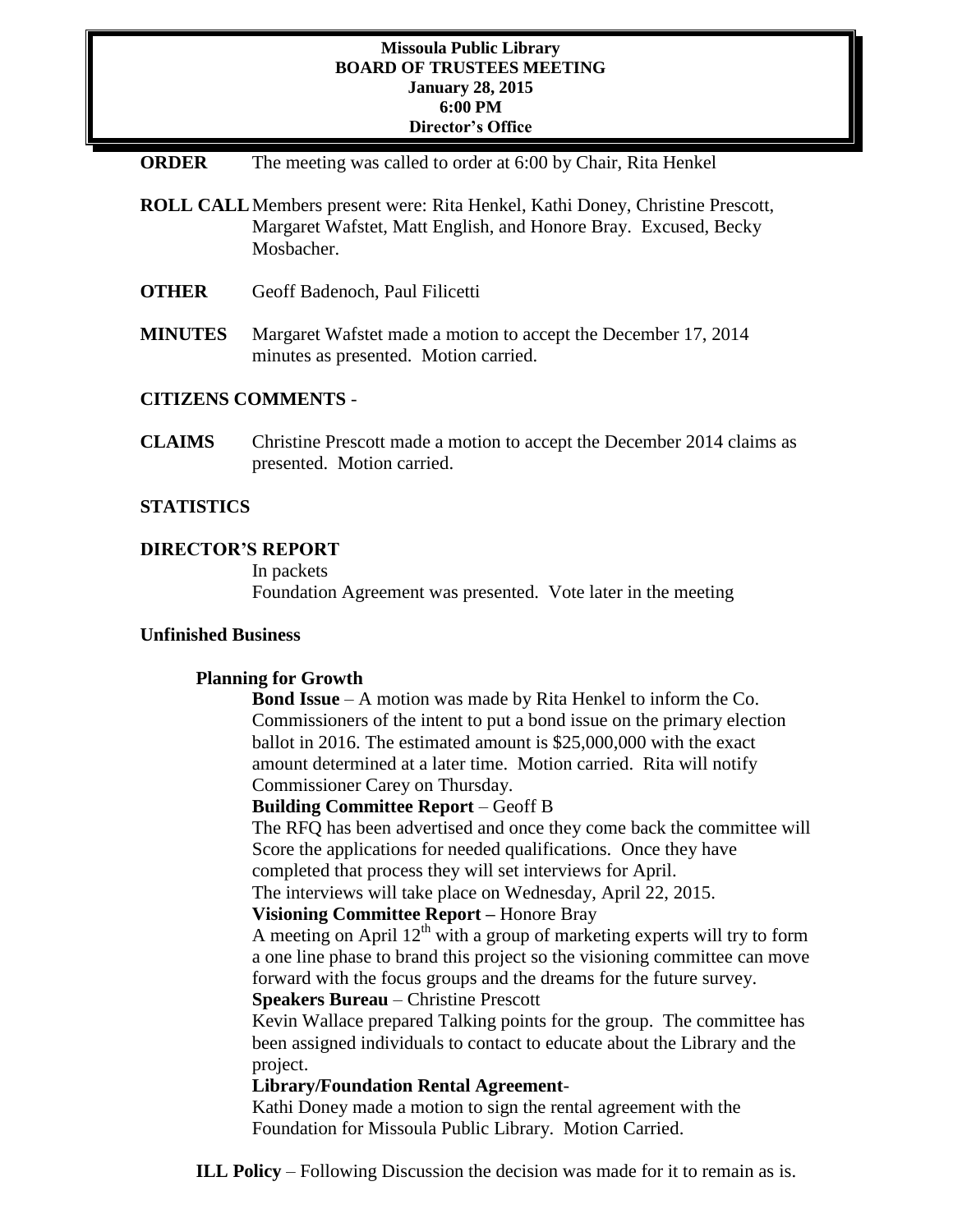**Missoula Public Library**
**BOARD OF TRUSTEES MEETING**
**January 28, 2015**
**6:00 PM**
**Director's Office**

**ORDER** The meeting was called to order at 6:00 by Chair, Rita Henkel

**ROLL CALL** Members present were: Rita Henkel, Kathi Doney, Christine Prescott, Margaret Wafstet, Matt English, and Honore Bray. Excused, Becky Mosbacher.

**OTHER** Geoff Badenoch, Paul Filicetti

**MINUTES** Margaret Wafstet made a motion to accept the December 17, 2014 minutes as presented. Motion carried.

**CITIZENS COMMENTS** -

**CLAIMS** Christine Prescott made a motion to accept the December 2014 claims as presented. Motion carried.

**STATISTICS**

**DIRECTOR'S REPORT**

In packets

Foundation Agreement was presented. Vote later in the meeting

**Unfinished Business**

**Planning for Growth**

**Bond Issue** – A motion was made by Rita Henkel to inform the Co. Commissioners of the intent to put a bond issue on the primary election ballot in 2016. The estimated amount is $25,000,000 with the exact amount determined at a later time. Motion carried. Rita will notify Commissioner Carey on Thursday.

**Building Committee Report** – Geoff B

The RFQ has been advertised and once they come back the committee will Score the applications for needed qualifications. Once they have completed that process they will set interviews for April.

The interviews will take place on Wednesday, April 22, 2015.

**Visioning Committee Report –** Honore Bray

A meeting on April 12th with a group of marketing experts will try to form a one line phase to brand this project so the visioning committee can move forward with the focus groups and the dreams for the future survey.

**Speakers Bureau** – Christine Prescott

Kevin Wallace prepared Talking points for the group. The committee has been assigned individuals to contact to educate about the Library and the project.

**Library/Foundation Rental Agreement**-

Kathi Doney made a motion to sign the rental agreement with the Foundation for Missoula Public Library. Motion Carried.

**ILL Policy** – Following Discussion the decision was made for it to remain as is.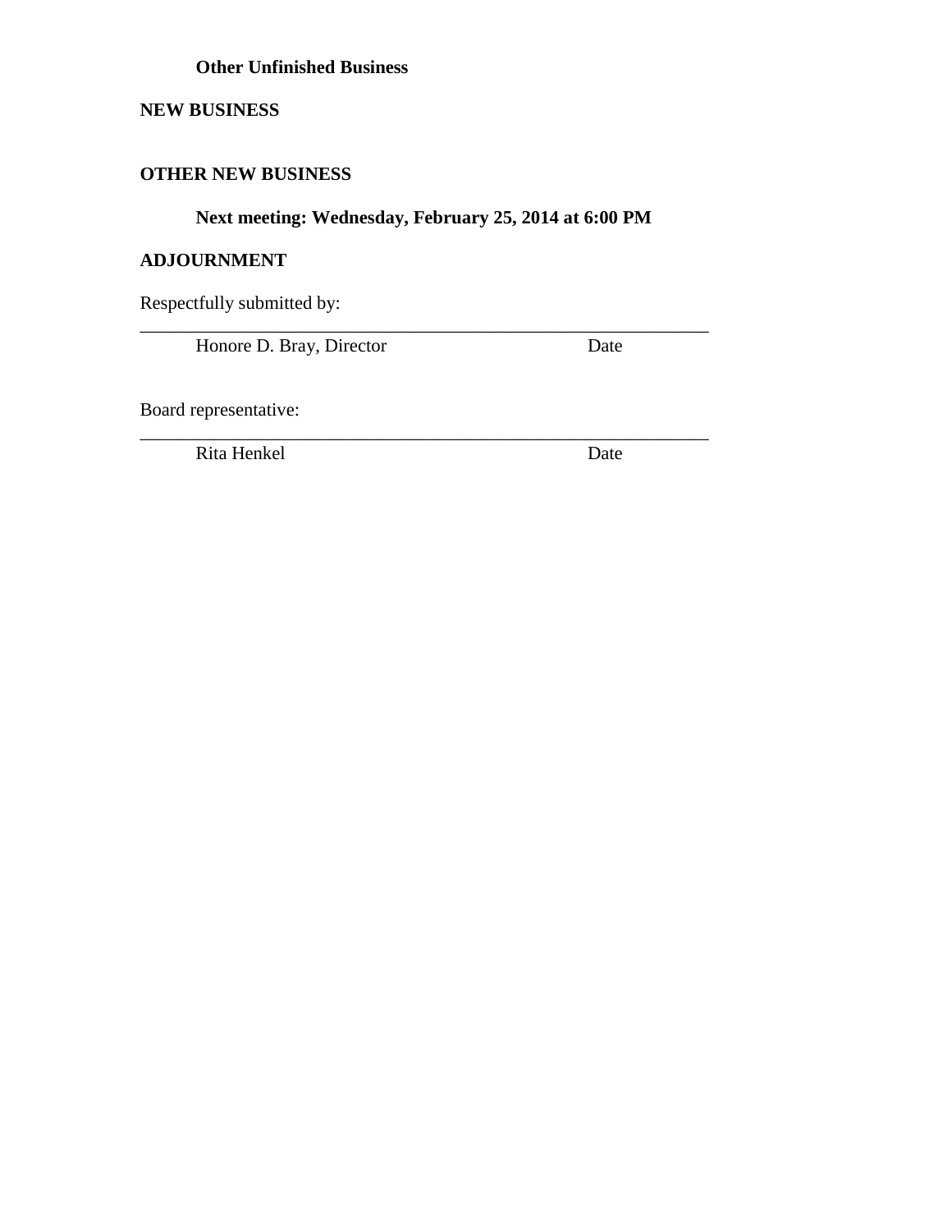**Other Unfinished Business**

**NEW BUSINESS**

**OTHER NEW BUSINESS**

**Next meeting: Wednesday, February 25, 2014 at 6:00 PM**

**ADJOURNMENT**

Respectfully submitted by:

\_\_\_\_\_\_\_\_\_\_\_\_\_\_\_\_\_\_\_\_\_\_\_\_\_\_\_\_\_\_\_\_\_\_\_\_\_\_\_\_\_\_\_\_\_\_\_\_\_\_\_\_\_\_\_\_\_\_\_\_\_\_

Honore D. Bray, Director Date

Board representative:

\_\_\_\_\_\_\_\_\_\_\_\_\_\_\_\_\_\_\_\_\_\_\_\_\_\_\_\_\_\_\_\_\_\_\_\_\_\_\_\_\_\_\_\_\_\_\_\_\_\_\_\_\_\_\_\_\_\_\_\_\_\_

Rita Henkel Date